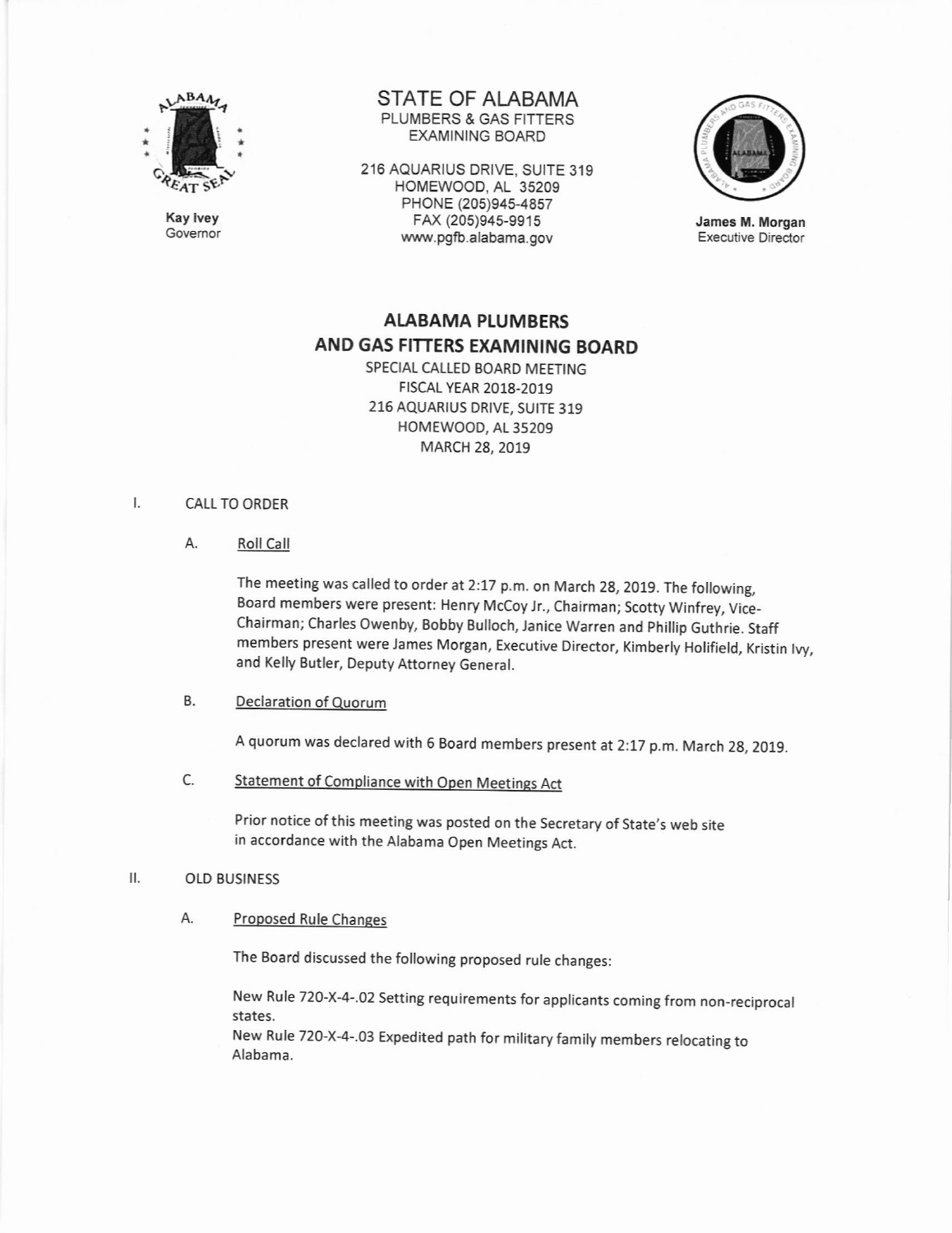STATE OF ALABAMA
PLUMBERS & GAS FITTERS
EXAMINING BOARD

216 AQUARIUS DRIVE, SUITE 319
HOMEWOOD, AL 35209
PHONE (205)945-4857
FAX (205)945-9915
www.pgfb.alabama.gov

**Kay Ivey**
Governor

**James M. Morgan**
Executive Director

# ALABAMA PLUMBERS AND GAS FITTERS EXAMINING BOARD

SPECIAL CALLED BOARD MEETING
FISCAL YEAR 2018-2019
216 AQUARIUS DRIVE, SUITE 319
HOMEWOOD, AL 35209
MARCH 28, 2019

## I. CALL TO ORDER

### A. Roll Call

The meeting was called to order at 2:17 p.m. on March 28, 2019. The following, Board members were present: Henry McCoy Jr., Chairman; Scotty Winfrey, Vice-Chairman; Charles Owenby, Bobby Bulloch, Janice Warren and Phillip Guthrie. Staff members present were James Morgan, Executive Director, Kimberly Holifield, Kristin Ivy, and Kelly Butler, Deputy Attorney General.

### B. Declaration of Quorum

A quorum was declared with 6 Board members present at 2:17 p.m. March 28, 2019.

### C. Statement of Compliance with Open Meetings Act

Prior notice of this meeting was posted on the Secretary of State's web site in accordance with the Alabama Open Meetings Act.

## II. OLD BUSINESS

### A. Proposed Rule Changes

The Board discussed the following proposed rule changes:

New Rule 720-X-4-.02 Setting requirements for applicants coming from non-reciprocal states.
New Rule 720-X-4-.03 Expedited path for military family members relocating to Alabama.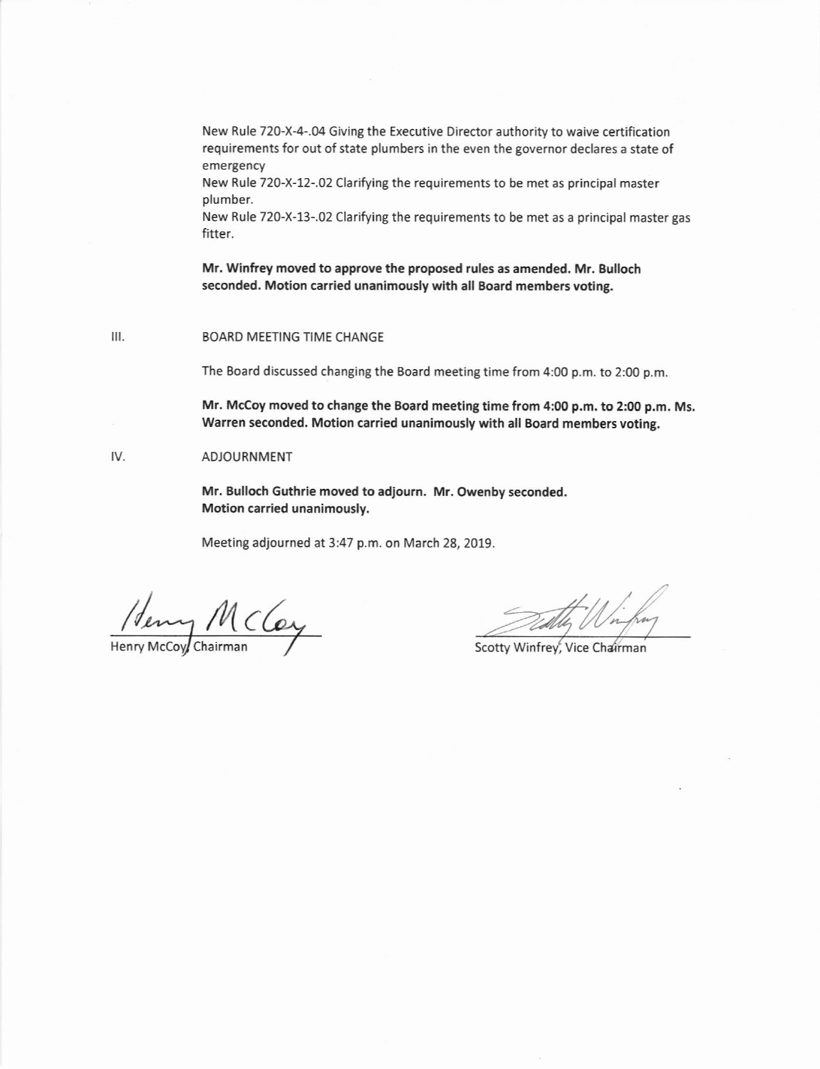New Rule 720-X-4-.04 Giving the Executive Director authority to waive certification requirements for out of state plumbers in the even the governor declares a state of emergency

New Rule 720-X-12-.02 Clarifying the requirements to be met as principal master plumber.

New Rule 720-X-13-.02 Clarifying the requirements to be met as a principal master gas fitter.

**Mr. Winfrey moved to approve the proposed rules as amended. Mr. Bulloch seconded. Motion carried unanimously with all Board members voting.**

III. BOARD MEETING TIME CHANGE

The Board discussed changing the Board meeting time from 4:00 p.m. to 2:00 p.m.

**Mr. McCoy moved to change the Board meeting time from 4:00 p.m. to 2:00 p.m. Ms. Warren seconded. Motion carried unanimously with all Board members voting.**

IV. ADJOURNMENT

**Mr. Bulloch Guthrie moved to adjourn. Mr. Owenby seconded. Motion carried unanimously.**

Meeting adjourned at 3:47 p.m. on March 28, 2019.

Henry McCoy, Chairman

Scotty Winfrey, Vice Chairman